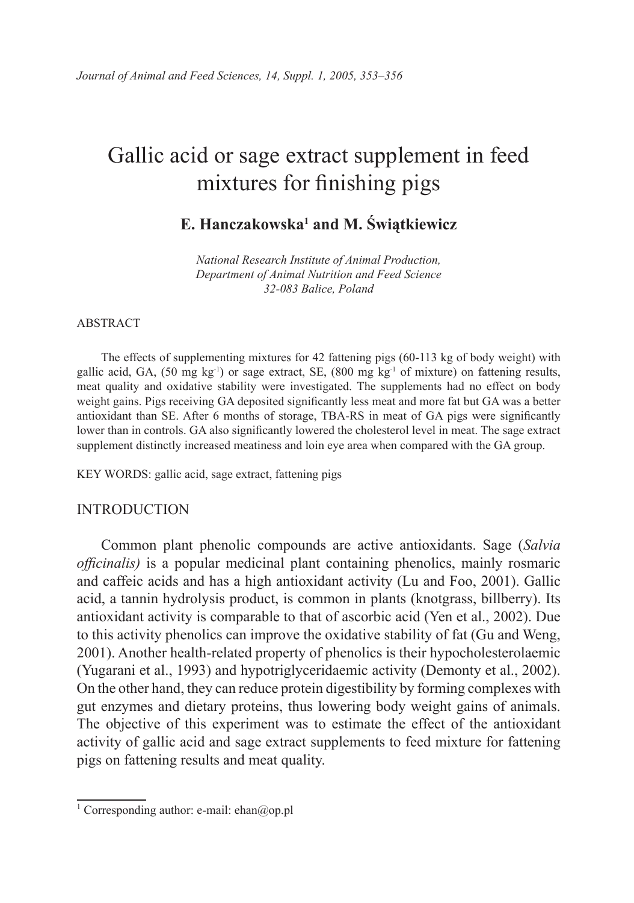# Gallic acid or sage extract supplement in feed mixtures for finishing pigs

**E. Hanczakowska[1] and M. Świątkiewicz**

*National Research Institute of Animal Production,*
*Department of Animal Nutrition and Feed Science*
*32-083 Balice, Poland*

ABSTRACT

The effects of supplementing mixtures for 42 fattening pigs (60-113 kg of body weight) with gallic acid, GA, (50 mg $kg^{-1}$) or sage extract, SE, (800 mg $kg^{-1}$ of mixture) on fattening results, meat quality and oxidative stability were investigated. The supplements had no effect on body weight gains. Pigs receiving GA deposited significantly less meat and more fat but GA was a better antioxidant than SE. After 6 months of storage, TBA-RS in meat of GA pigs were significantly lower than in controls. GA also significantly lowered the cholesterol level in meat. The sage extract supplement distinctly increased meatiness and loin eye area when compared with the GA group.

KEY WORDS: gallic acid, sage extract, fattening pigs

## INTRODUCTION

Common plant phenolic compounds are active antioxidants. Sage (*Salvia officinalis)* is a popular medicinal plant containing phenolics, mainly rosmaric and caffeic acids and has a high antioxidant activity (Lu and Foo, 2001). Gallic acid, a tannin hydrolysis product, is common in plants (knotgrass, billberry). Its antioxidant activity is comparable to that of ascorbic acid (Yen et al., 2002). Due to this activity phenolics can improve the oxidative stability of fat (Gu and Weng, 2001). Another health-related property of phenolics is their hypocholesterolaemic (Yugarani et al., 1993) and hypotriglyceridaemic activity (Demonty et al., 2002). On the other hand, they can reduce protein digestibility by forming complexes with gut enzymes and dietary proteins, thus lowering body weight gains of animals. The objective of this experiment was to estimate the effect of the antioxidant activity of gallic acid and sage extract supplements to feed mixture for fattening pigs on fattening results and meat quality.

[1] Corresponding author: e-mail: ehan@op.pl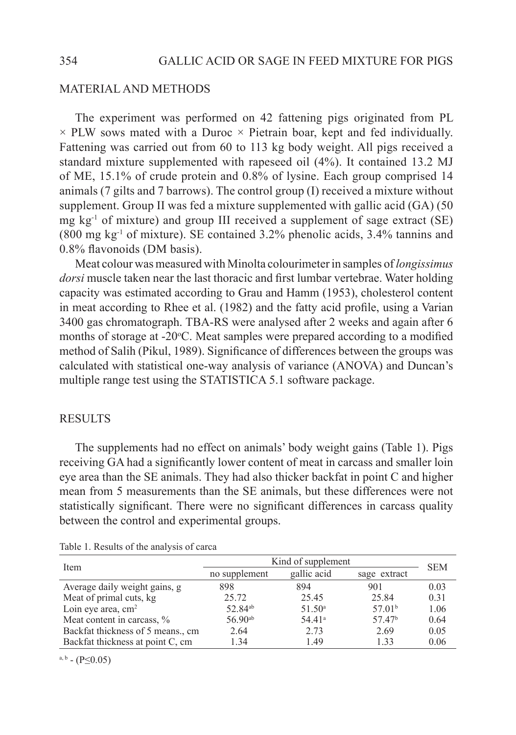## MATERIAL AND METHODS

The experiment was performed on 42 fattening pigs originated from PL × PLW sows mated with a Duroc × Pietrain boar, kept and fed individually. Fattening was carried out from 60 to 113 kg body weight. All pigs received a standard mixture supplemented with rapeseed oil (4%). It contained 13.2 MJ of ME, 15.1% of crude protein and 0.8% of lysine. Each group comprised 14 animals (7 gilts and 7 barrows). The control group (I) received a mixture without supplement. Group II was fed a mixture supplemented with gallic acid (GA) (50 mg $kg^{-1}$ of mixture) and group III received a supplement of sage extract (SE) (800 mg $kg^{-1}$ of mixture). SE contained 3.2% phenolic acids, 3.4% tannins and 0.8% flavonoids (DM basis).

Meat colour was measured with Minolta colourimeter in samples of *longissimus dorsi* muscle taken near the last thoracic and first lumbar vertebrae. Water holding capacity was estimated according to Grau and Hamm (1953), cholesterol content in meat according to Rhee et al. (1982) and the fatty acid profile, using a Varian 3400 gas chromatograph. TBA-RS were analysed after 2 weeks and again after 6 months of storage at -20°C. Meat samples were prepared according to a modified method of Salih (Pikul, 1989). Significance of differences between the groups was calculated with statistical one-way analysis of variance (ANOVA) and Duncan's multiple range test using the STATISTICA 5.1 software package.

## RESULTS

The supplements had no effect on animals' body weight gains (Table 1). Pigs receiving GA had a significantly lower content of meat in carcass and smaller loin eye area than the SE animals. They had also thicker backfat in point C and higher mean from 5 measurements than the SE animals, but these differences were not statistically significant. There were no significant differences in carcass quality between the control and experimental groups.

Table 1. Results of the analysis of carca

| Item | Kind of supplement | | | SEM |
|---|---|---|---|---|
| | no supplement | gallic acid | sage extract | |
| Average daily weight gains, g | 898 | 894 | 901 | 0.03 |
| Meat of primal cuts, kg | 25.72 | 25.45 | 25.84 | 0.31 |
| Loin eye area, $cm^2$ | 52.84$^{ab}$ | 51.50$^{a}$ | 57.01$^{b}$ | 1.06 |
| Meat content in carcass, % | 56.90$^{ab}$ | 54.41$^{a}$ | 57.47$^{b}$ | 0.64 |
| Backfat thickness of 5 means., cm | 2.64 | 2.73 | 2.69 | 0.05 |
| Backfat thickness at point C, cm | 1.34 | 1.49 | 1.33 | 0.06 |

$^{a, b}$ - ($P \leq 0.05$)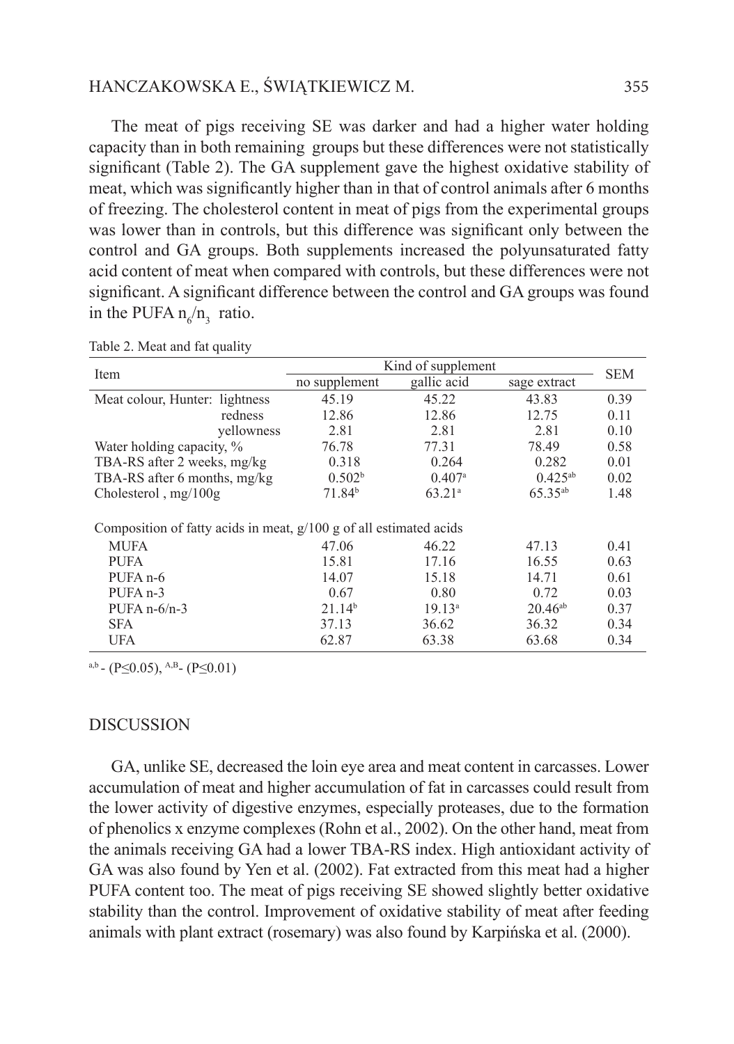The meat of pigs receiving SE was darker and had a higher water holding capacity than in both remaining groups but these differences were not statistically significant (Table 2). The GA supplement gave the highest oxidative stability of meat, which was significantly higher than in that of control animals after 6 months of freezing. The cholesterol content in meat of pigs from the experimental groups was lower than in controls, but this difference was significant only between the control and GA groups. Both supplements increased the polyunsaturated fatty acid content of meat when compared with controls, but these differences were not significant. A significant difference between the control and GA groups was found in the PUFA $n_6/n_3$ ratio.

Table 2. Meat and fat quality

| Item | Kind of supplement | | | SEM |
|---|---|---|---|---|
| | no supplement | gallic acid | sage extract | |
| Meat colour, Hunter: lightness | 45.19 | 45.22 | 43.83 | 0.39 |
| redness | 12.86 | 12.86 | 12.75 | 0.11 |
| yellowness | 2.81 | 2.81 | 2.81 | 0.10 |
| Water holding capacity, % | 76.78 | 77.31 | 78.49 | 0.58 |
| TBA-RS after 2 weeks, mg/kg | 0.318 | 0.264 | 0.282 | 0.01 |
| TBA-RS after 6 months, mg/kg | 0.502[b] | 0.407[a] | 0.425[ab] | 0.02 |
| Cholesterol , mg/100g | 71.84[b] | 63.21[a] | 65.35[ab] | 1.48 |
| Composition of fatty acids in meat, g/100 g of all estimated acids | | | | |
| MUFA | 47.06 | 46.22 | 47.13 | 0.41 |
| PUFA | 15.81 | 17.16 | 16.55 | 0.63 |
| PUFA n-6 | 14.07 | 15.18 | 14.71 | 0.61 |
| PUFA n-3 | 0.67 | 0.80 | 0.72 | 0.03 |
| PUFA n-6/n-3 | 21.14[b] | 19.13[a] | 20.46[ab] | 0.37 |
| SFA | 37.13 | 36.62 | 36.32 | 0.34 |
| UFA | 62.87 | 63.38 | 63.68 | 0.34 |

[a,b] - ($P \leq 0.05$), [A,B] - ($P \leq 0.01$)

## DISCUSSION

GA, unlike SE, decreased the loin eye area and meat content in carcasses. Lower accumulation of meat and higher accumulation of fat in carcasses could result from the lower activity of digestive enzymes, especially proteases, due to the formation of phenolics x enzyme complexes (Rohn et al., 2002). On the other hand, meat from the animals receiving GA had a lower TBA-RS index. High antioxidant activity of GA was also found by Yen et al. (2002). Fat extracted from this meat had a higher PUFA content too. The meat of pigs receiving SE showed slightly better oxidative stability than the control. Improvement of oxidative stability of meat after feeding animals with plant extract (rosemary) was also found by Karpińska et al. (2000).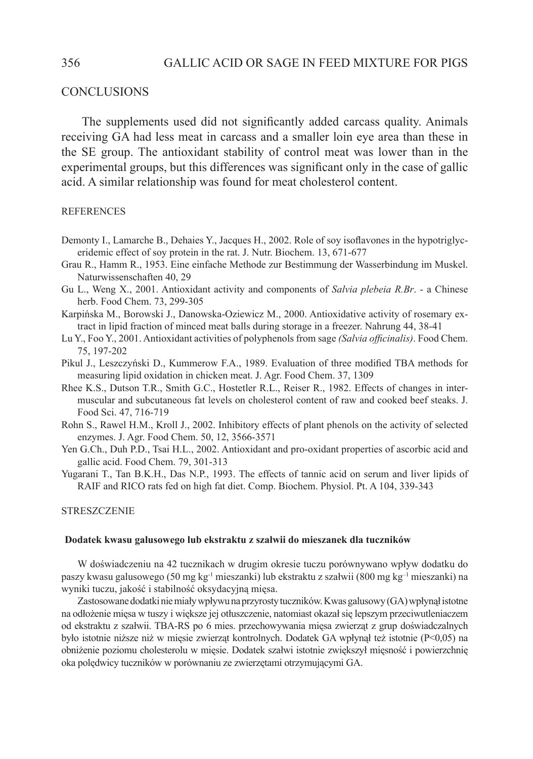## CONCLUSIONS

The supplements used did not significantly added carcass quality. Animals receiving GA had less meat in carcass and a smaller loin eye area than these in the SE group. The antioxidant stability of control meat was lower than in the experimental groups, but this differences was significant only in the case of gallic acid. A similar relationship was found for meat cholesterol content.

## REFERENCES

Demonty I., Lamarche B., Dehaies Y., Jacques H., 2002. Role of soy isoflavones in the hypotriglyceridemic effect of soy protein in the rat. J. Nutr. Biochem. 13, 671-677

Grau R., Hamm R., 1953. Eine einfache Methode zur Bestimmung der Wasserbindung im Muskel. Naturwissenschaften 40, 29

Gu L., Weng X., 2001. Antioxidant activity and components of *Salvia plebeia R.Br*. - a Chinese herb. Food Chem. 73, 299-305

Karpińska M., Borowski J., Danowska-Oziewicz M., 2000. Antioxidative activity of rosemary extract in lipid fraction of minced meat balls during storage in a freezer. Nahrung 44, 38-41

Lu Y., Foo Y., 2001. Antioxidant activities of polyphenols from sage *(Salvia officinalis)*. Food Chem. 75, 197-202

Pikul J., Leszczyński D., Kummerow F.A., 1989. Evaluation of three modified TBA methods for measuring lipid oxidation in chicken meat. J. Agr. Food Chem. 37, 1309

Rhee K.S., Dutson T.R., Smith G.C., Hostetler R.L., Reiser R., 1982. Effects of changes in intermuscular and subcutaneous fat levels on cholesterol content of raw and cooked beef steaks. J. Food Sci. 47, 716-719

Rohn S., Rawel H.M., Kroll J., 2002. Inhibitory effects of plant phenols on the activity of selected enzymes. J. Agr. Food Chem. 50, 12, 3566-3571

Yen G.Ch., Duh P.D., Tsai H.L., 2002. Antioxidant and pro-oxidant properties of ascorbic acid and gallic acid. Food Chem. 79, 301-313

Yugarani T., Tan B.K.H., Das N.P., 1993. The effects of tannic acid on serum and liver lipids of RAIF and RICO rats fed on high fat diet. Comp. Biochem. Physiol. Pt. A 104, 339-343

## STRESZCZENIE

### Dodatek kwasu galusowego lub ekstraktu z szałwii do mieszanek dla tuczników

W doświadczeniu na 42 tucznikach w drugim okresie tuczu porównywano wpływ dodatku do paszy kwasu galusowego (50 mg $kg^{-1}$ mieszanki) lub ekstraktu z szałwii (800 mg $kg^{-1}$ mieszanki) na wyniki tuczu, jakość i stabilność oksydacyjną mięsa.

Zastosowane dodatki nie miały wpływu na przyrosty tuczników. Kwas galusowy (GA) wpłynął istotne na odłożenie mięsa w tuszy i większe jej otłuszczenie, natomiast okazał się lepszym przeciwutleniaczem od ekstraktu z szałwii. TBA-RS po 6 mies. przechowywania mięsa zwierząt z grup doświadczalnych było istotnie niższe niż w mięsie zwierząt kontrolnych. Dodatek GA wpłynął też istotnie ($P<0,05$) na obniżenie poziomu cholesterolu w mięsie. Dodatek szałwi istotnie zwiększył mięsność i powierzchnię oka polędwicy tuczników w porównaniu ze zwierzętami otrzymującymi GA.